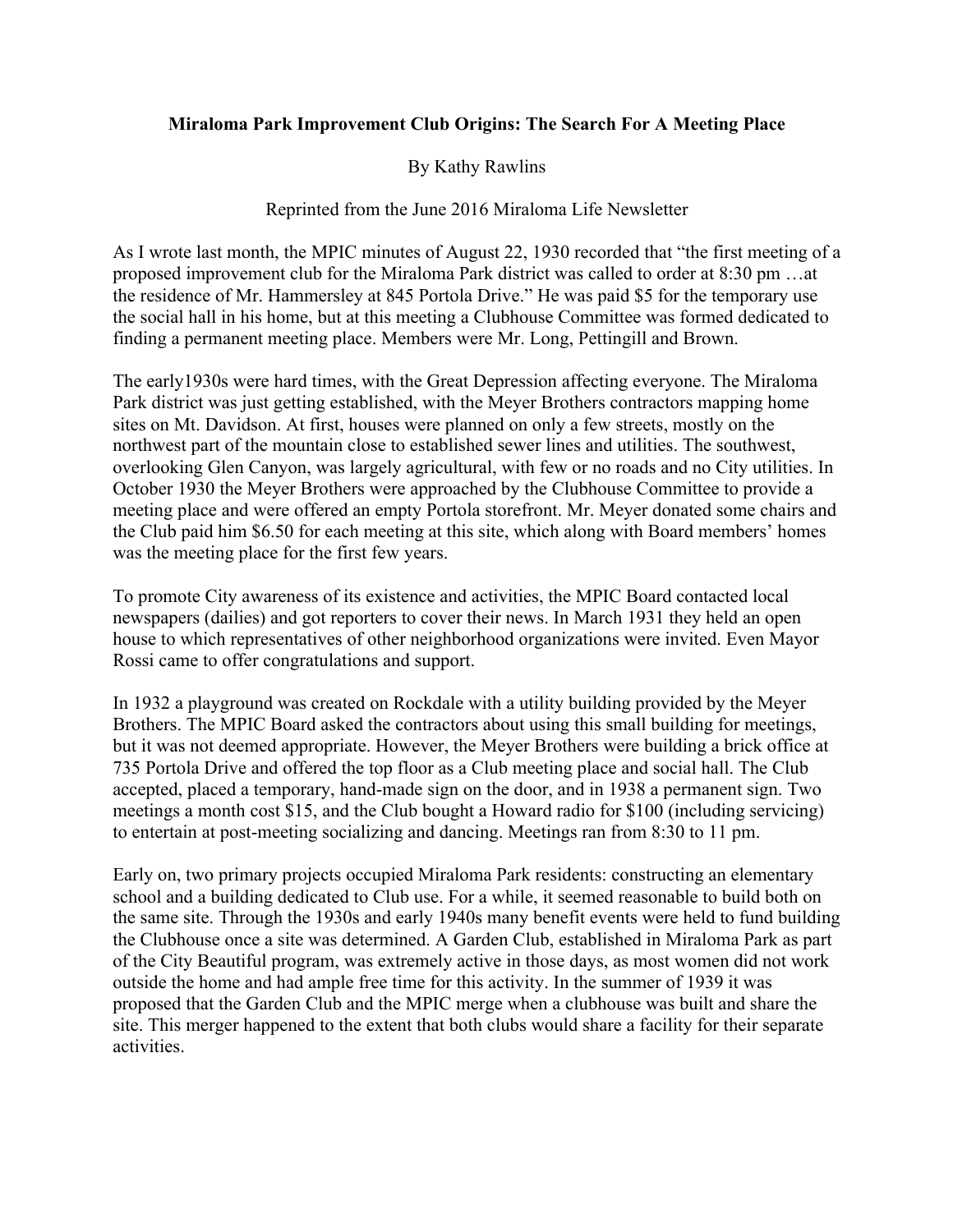# Miraloma Park Improvement Club Origins: The Search For A Meeting Place

By Kathy Rawlins

Reprinted from the June 2016 Miraloma Life Newsletter

As I wrote last month, the MPIC minutes of August 22, 1930 recorded that "the first meeting of a proposed improvement club for the Miraloma Park district was called to order at 8:30 pm …at the residence of Mr. Hammersley at 845 Portola Drive." He was paid $5 for the temporary use the social hall in his home, but at this meeting a Clubhouse Committee was formed dedicated to finding a permanent meeting place. Members were Mr. Long, Pettingill and Brown.

The early1930s were hard times, with the Great Depression affecting everyone. The Miraloma Park district was just getting established, with the Meyer Brothers contractors mapping home sites on Mt. Davidson. At first, houses were planned on only a few streets, mostly on the northwest part of the mountain close to established sewer lines and utilities. The southwest, overlooking Glen Canyon, was largely agricultural, with few or no roads and no City utilities. In October 1930 the Meyer Brothers were approached by the Clubhouse Committee to provide a meeting place and were offered an empty Portola storefront. Mr. Meyer donated some chairs and the Club paid him $6.50 for each meeting at this site, which along with Board members' homes was the meeting place for the first few years.

To promote City awareness of its existence and activities, the MPIC Board contacted local newspapers (dailies) and got reporters to cover their news. In March 1931 they held an open house to which representatives of other neighborhood organizations were invited. Even Mayor Rossi came to offer congratulations and support.

In 1932 a playground was created on Rockdale with a utility building provided by the Meyer Brothers. The MPIC Board asked the contractors about using this small building for meetings, but it was not deemed appropriate. However, the Meyer Brothers were building a brick office at 735 Portola Drive and offered the top floor as a Club meeting place and social hall. The Club accepted, placed a temporary, hand-made sign on the door, and in 1938 a permanent sign. Two meetings a month cost $15, and the Club bought a Howard radio for $100 (including servicing) to entertain at post-meeting socializing and dancing. Meetings ran from 8:30 to 11 pm.

Early on, two primary projects occupied Miraloma Park residents: constructing an elementary school and a building dedicated to Club use. For a while, it seemed reasonable to build both on the same site. Through the 1930s and early 1940s many benefit events were held to fund building the Clubhouse once a site was determined. A Garden Club, established in Miraloma Park as part of the City Beautiful program, was extremely active in those days, as most women did not work outside the home and had ample free time for this activity. In the summer of 1939 it was proposed that the Garden Club and the MPIC merge when a clubhouse was built and share the site. This merger happened to the extent that both clubs would share a facility for their separate activities.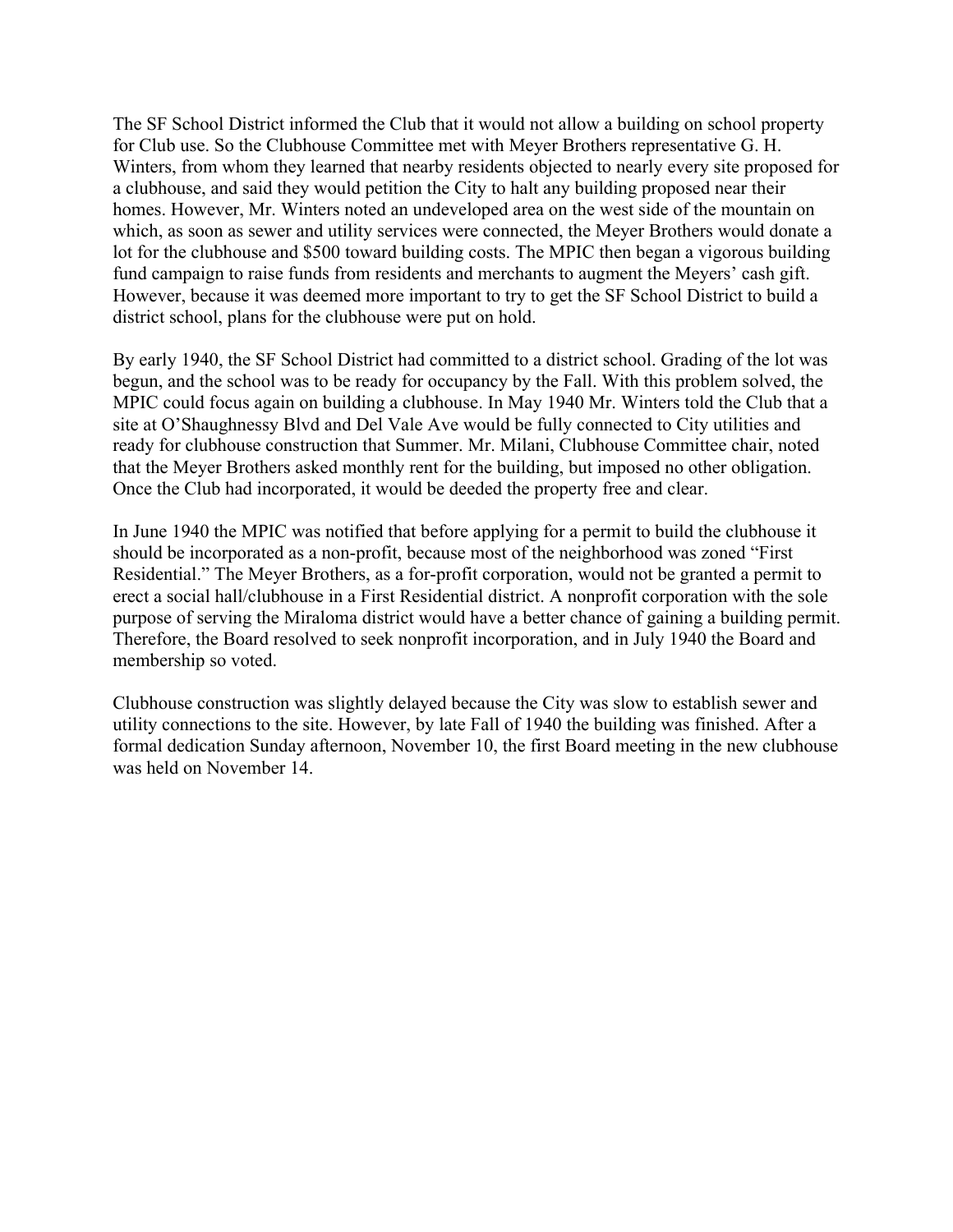The SF School District informed the Club that it would not allow a building on school property for Club use. So the Clubhouse Committee met with Meyer Brothers representative G. H. Winters, from whom they learned that nearby residents objected to nearly every site proposed for a clubhouse, and said they would petition the City to halt any building proposed near their homes. However, Mr. Winters noted an undeveloped area on the west side of the mountain on which, as soon as sewer and utility services were connected, the Meyer Brothers would donate a lot for the clubhouse and $500 toward building costs. The MPIC then began a vigorous building fund campaign to raise funds from residents and merchants to augment the Meyers' cash gift. However, because it was deemed more important to try to get the SF School District to build a district school, plans for the clubhouse were put on hold.

By early 1940, the SF School District had committed to a district school. Grading of the lot was begun, and the school was to be ready for occupancy by the Fall. With this problem solved, the MPIC could focus again on building a clubhouse. In May 1940 Mr. Winters told the Club that a site at O'Shaughnessy Blvd and Del Vale Ave would be fully connected to City utilities and ready for clubhouse construction that Summer. Mr. Milani, Clubhouse Committee chair, noted that the Meyer Brothers asked monthly rent for the building, but imposed no other obligation. Once the Club had incorporated, it would be deeded the property free and clear.

In June 1940 the MPIC was notified that before applying for a permit to build the clubhouse it should be incorporated as a non-profit, because most of the neighborhood was zoned "First Residential." The Meyer Brothers, as a for-profit corporation, would not be granted a permit to erect a social hall/clubhouse in a First Residential district. A nonprofit corporation with the sole purpose of serving the Miraloma district would have a better chance of gaining a building permit. Therefore, the Board resolved to seek nonprofit incorporation, and in July 1940 the Board and membership so voted.

Clubhouse construction was slightly delayed because the City was slow to establish sewer and utility connections to the site. However, by late Fall of 1940 the building was finished. After a formal dedication Sunday afternoon, November 10, the first Board meeting in the new clubhouse was held on November 14.